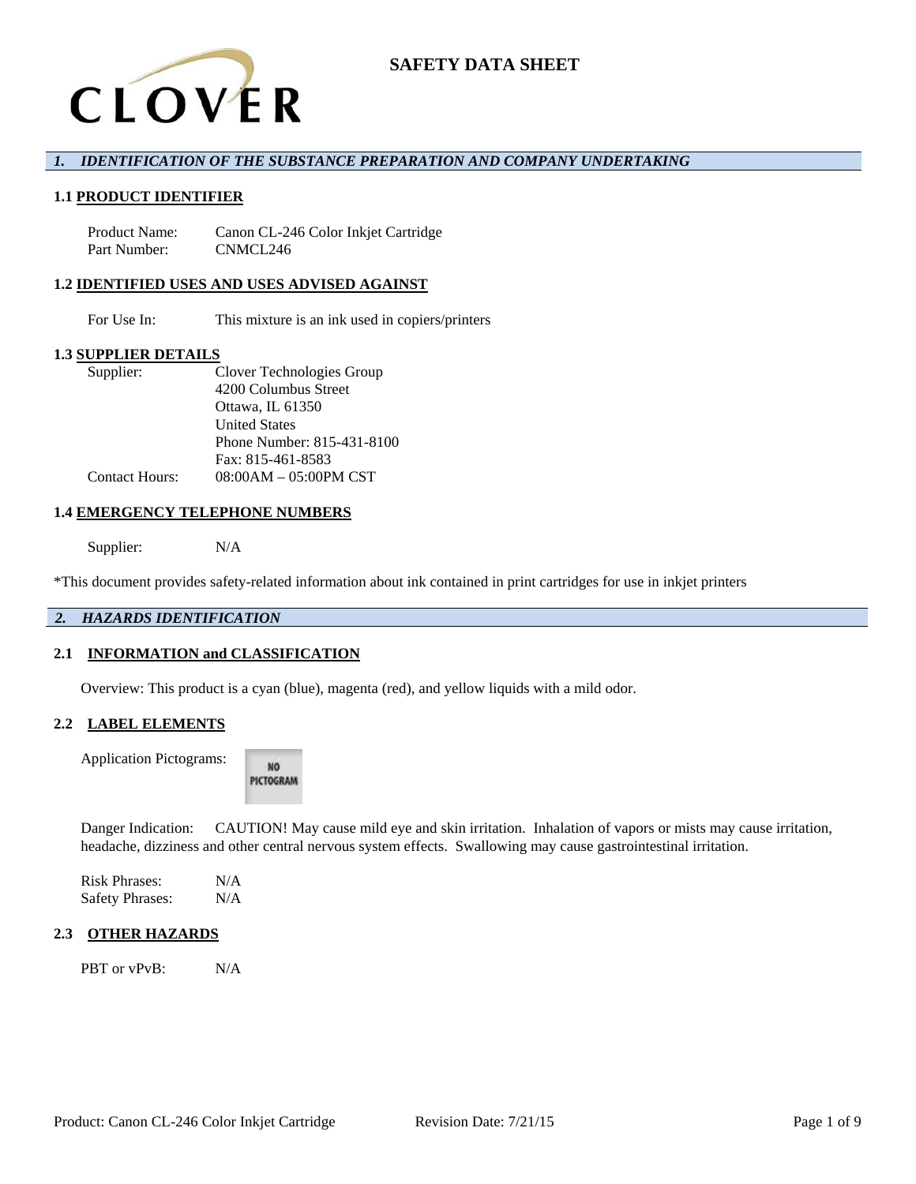# SAFETY DATA SHEET

## *1. IDENTIFICATION OF THE SUBSTANCE PREPARATION AND COMPANY UNDERTAKING*

### 1.1 PRODUCT IDENTIFIER

Product Name: Canon CL-246 Color Inkjet Cartridge
Part Number: CNMCL246

### 1.2 IDENTIFIED USES AND USES ADVISED AGAINST

For Use In: This mixture is an ink used in copiers/printers

### 1.3 SUPPLIER DETAILS

Supplier: Clover Technologies Group
4200 Columbus Street
Ottawa, IL 61350
United States
Phone Number: 815-431-8100
Fax: 815-461-8583
Contact Hours: 08:00AM – 05:00PM CST

### 1.4 EMERGENCY TELEPHONE NUMBERS

Supplier: N/A

*This document provides safety-related information about ink contained in print cartridges for use in inkjet printers

## *2. HAZARDS IDENTIFICATION*

### 2.1 INFORMATION and CLASSIFICATION

Overview: This product is a cyan (blue), magenta (red), and yellow liquids with a mild odor.

### 2.2 LABEL ELEMENTS

Application Pictograms: NO PICTOGRAM

Danger Indication: CAUTION! May cause mild eye and skin irritation. Inhalation of vapors or mists may cause irritation, headache, dizziness and other central nervous system effects. Swallowing may cause gastrointestinal irritation.

Risk Phrases: N/A
Safety Phrases: N/A

### 2.3 OTHER HAZARDS

PBT or vPvB: N/A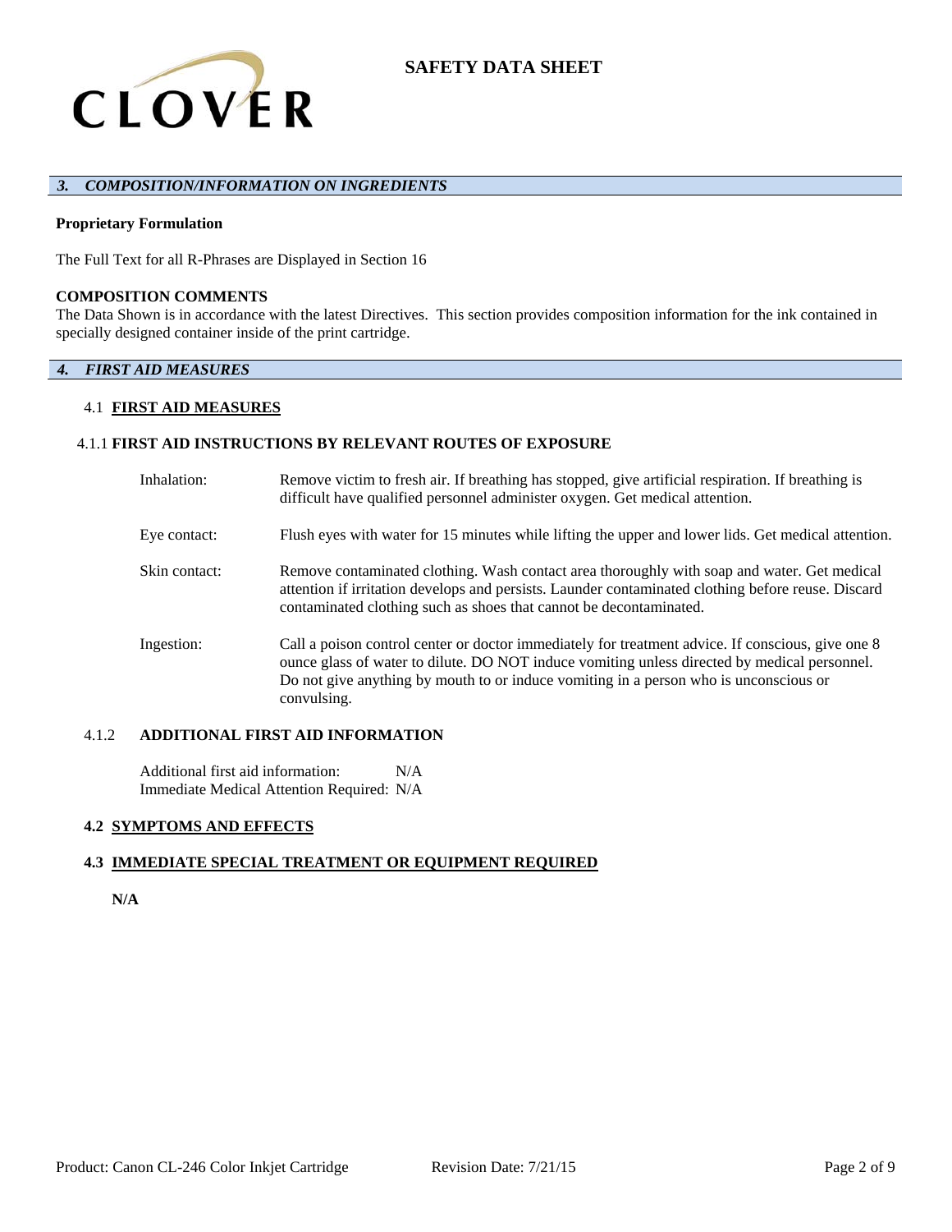### *3. COMPOSITION/INFORMATION ON INGREDIENTS*

**Proprietary Formulation**

The Full Text for all R-Phrases are Displayed in Section 16

**COMPOSITION COMMENTS**

The Data Shown is in accordance with the latest Directives. This section provides composition information for the ink contained in specially designed container inside of the print cartridge.

### *4. FIRST AID MEASURES*

4.1 **FIRST AID MEASURES**

4.1.1 **FIRST AID INSTRUCTIONS BY RELEVANT ROUTES OF EXPOSURE**

Inhalation: Remove victim to fresh air. If breathing has stopped, give artificial respiration. If breathing is difficult have qualified personnel administer oxygen. Get medical attention.

Eye contact: Flush eyes with water for 15 minutes while lifting the upper and lower lids. Get medical attention.

Skin contact: Remove contaminated clothing. Wash contact area thoroughly with soap and water. Get medical attention if irritation develops and persists. Launder contaminated clothing before reuse. Discard contaminated clothing such as shoes that cannot be decontaminated.

Ingestion: Call a poison control center or doctor immediately for treatment advice. If conscious, give one 8 ounce glass of water to dilute. DO NOT induce vomiting unless directed by medical personnel. Do not give anything by mouth to or induce vomiting in a person who is unconscious or convulsing.

4.1.2 **ADDITIONAL FIRST AID INFORMATION**

Additional first aid information: N/A
Immediate Medical Attention Required: N/A

**4.2 SYMPTOMS AND EFFECTS**

**4.3 IMMEDIATE SPECIAL TREATMENT OR EQUIPMENT REQUIRED**

**N/A**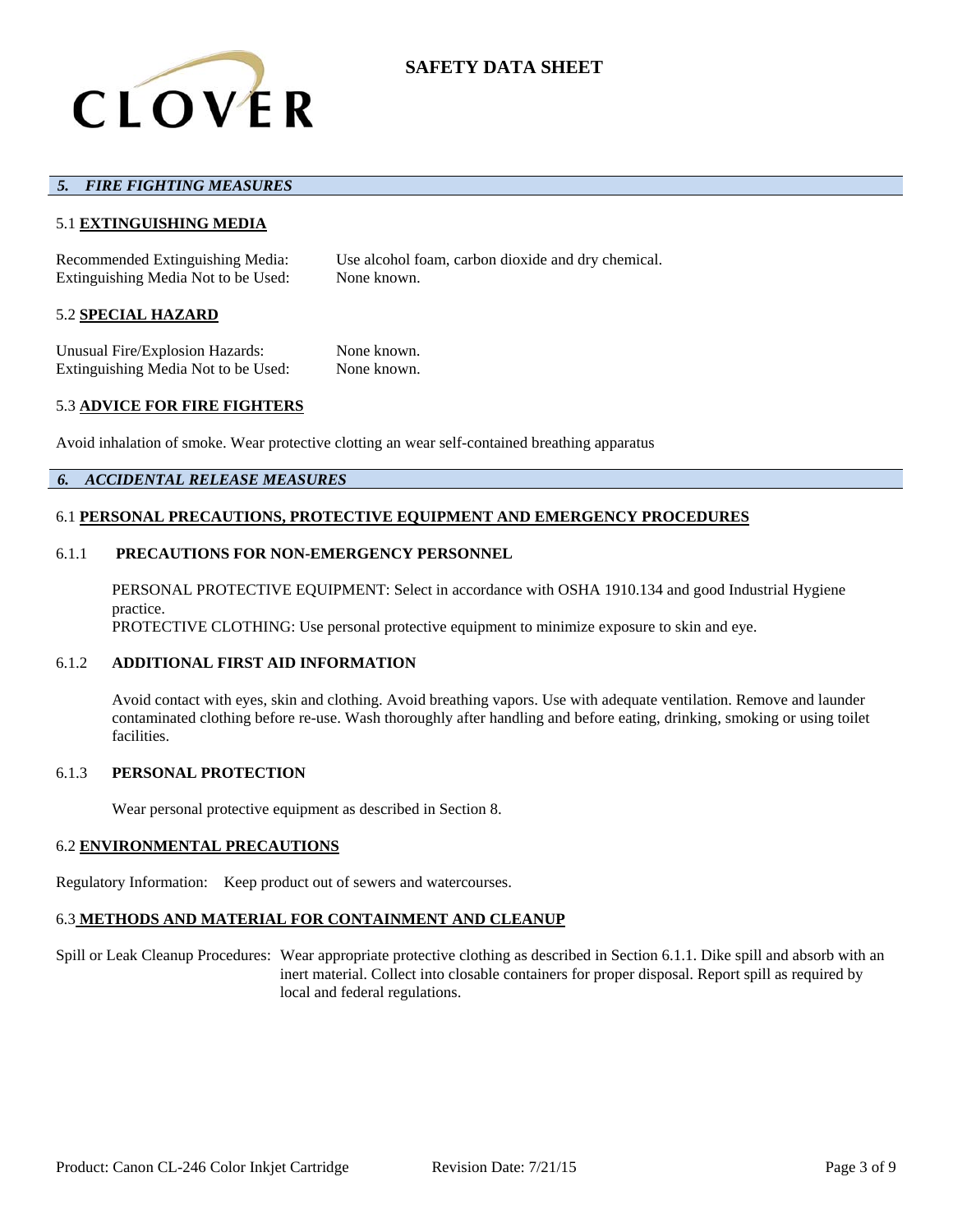## 5. FIRE FIGHTING MEASURES

### 5.1 EXTINGUISHING MEDIA

Recommended Extinguishing Media: Use alcohol foam, carbon dioxide and dry chemical.
Extinguishing Media Not to be Used: None known.

### 5.2 SPECIAL HAZARD

Unusual Fire/Explosion Hazards: None known.
Extinguishing Media Not to be Used: None known.

### 5.3 ADVICE FOR FIRE FIGHTERS

Avoid inhalation of smoke. Wear protective clotting an wear self-contained breathing apparatus

## 6. ACCIDENTAL RELEASE MEASURES

### 6.1 PERSONAL PRECAUTIONS, PROTECTIVE EQUIPMENT AND EMERGENCY PROCEDURES

#### 6.1.1 PRECAUTIONS FOR NON-EMERGENCY PERSONNEL

PERSONAL PROTECTIVE EQUIPMENT: Select in accordance with OSHA 1910.134 and good Industrial Hygiene practice.
PROTECTIVE CLOTHING: Use personal protective equipment to minimize exposure to skin and eye.

#### 6.1.2 ADDITIONAL FIRST AID INFORMATION

Avoid contact with eyes, skin and clothing. Avoid breathing vapors. Use with adequate ventilation. Remove and launder contaminated clothing before re-use. Wash thoroughly after handling and before eating, drinking, smoking or using toilet facilities.

#### 6.1.3 PERSONAL PROTECTION

Wear personal protective equipment as described in Section 8.

### 6.2 ENVIRONMENTAL PRECAUTIONS

Regulatory Information: Keep product out of sewers and watercourses.

### 6.3 METHODS AND MATERIAL FOR CONTAINMENT AND CLEANUP

Spill or Leak Cleanup Procedures: Wear appropriate protective clothing as described in Section 6.1.1. Dike spill and absorb with an inert material. Collect into closable containers for proper disposal. Report spill as required by local and federal regulations.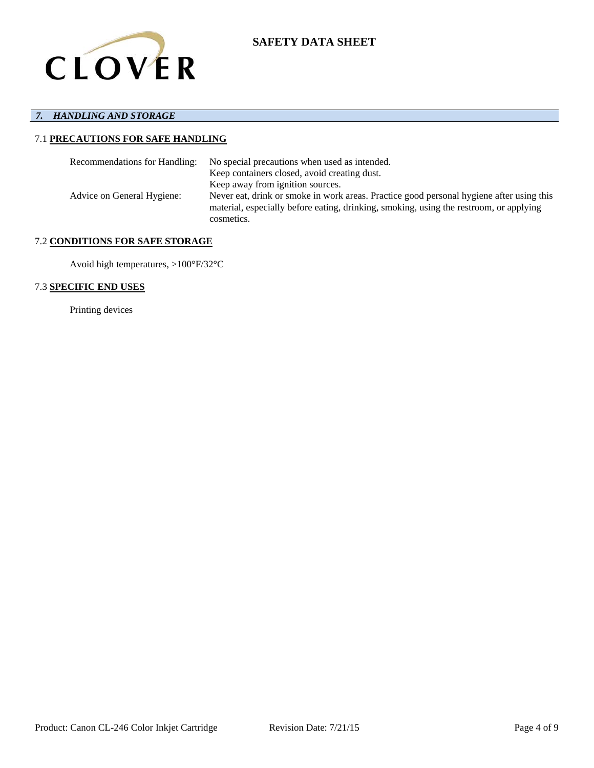## *7. HANDLING AND STORAGE*

### 7.1 **PRECAUTIONS FOR SAFE HANDLING**

| | |
|---|---|
| Recommendations for Handling: | No special precautions when used as intended.<br>Keep containers closed, avoid creating dust.<br>Keep away from ignition sources. |
| Advice on General Hygiene: | Never eat, drink or smoke in work areas. Practice good personal hygiene after using this material, especially before eating, drinking, smoking, using the restroom, or applying cosmetics. |

### 7.2 **CONDITIONS FOR SAFE STORAGE**

Avoid high temperatures, >100°F/32°C

### 7.3 **SPECIFIC END USES**

Printing devices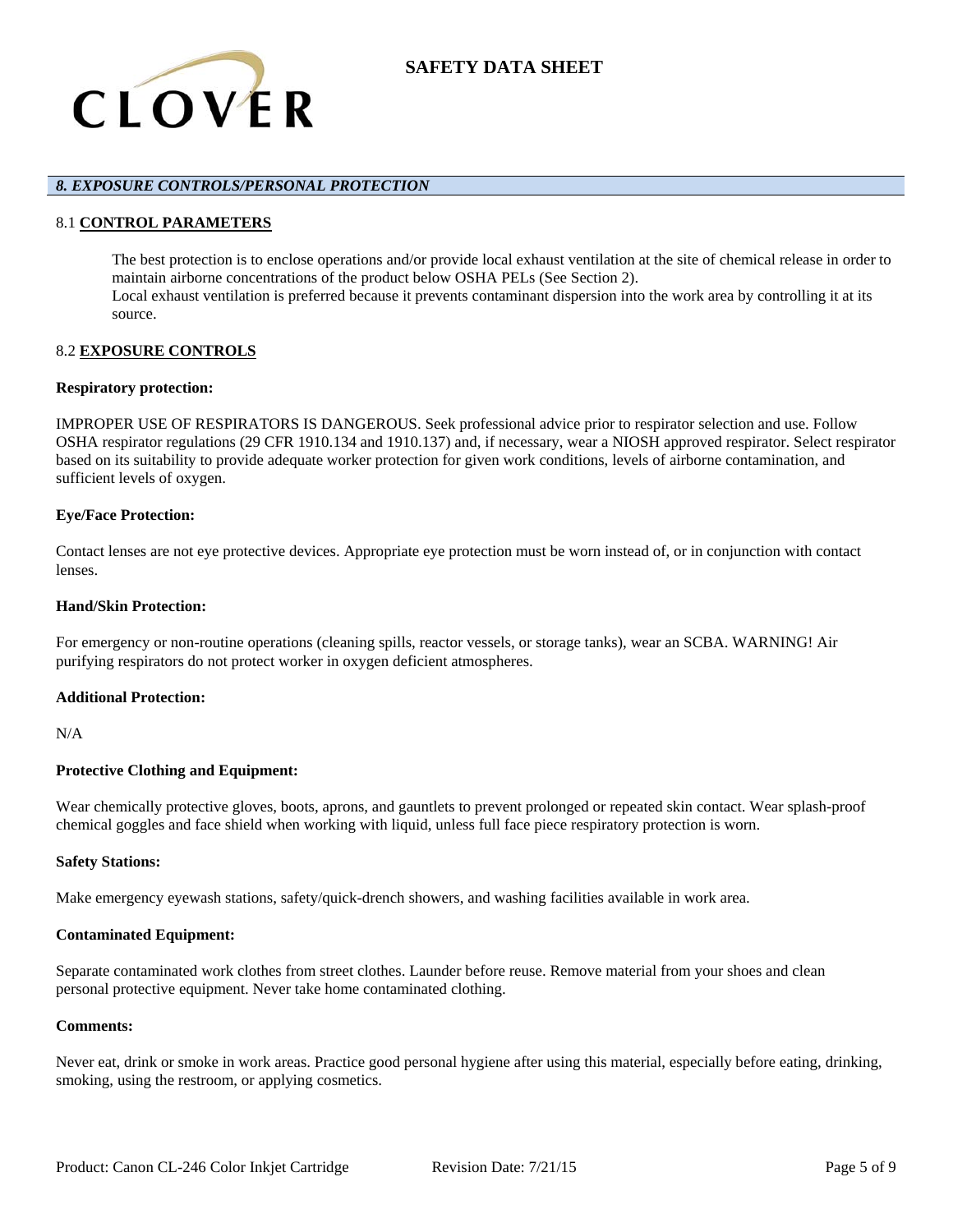## *8. EXPOSURE CONTROLS/PERSONAL PROTECTION*

### 8.1 **CONTROL PARAMETERS**

The best protection is to enclose operations and/or provide local exhaust ventilation at the site of chemical release in order to maintain airborne concentrations of the product below OSHA PELs (See Section 2).
Local exhaust ventilation is preferred because it prevents contaminant dispersion into the work area by controlling it at its source.

### 8.2 **EXPOSURE CONTROLS**

**Respiratory protection:**

IMPROPER USE OF RESPIRATORS IS DANGEROUS. Seek professional advice prior to respirator selection and use. Follow OSHA respirator regulations (29 CFR 1910.134 and 1910.137) and, if necessary, wear a NIOSH approved respirator. Select respirator based on its suitability to provide adequate worker protection for given work conditions, levels of airborne contamination, and sufficient levels of oxygen.

**Eye/Face Protection:**

Contact lenses are not eye protective devices. Appropriate eye protection must be worn instead of, or in conjunction with contact lenses.

**Hand/Skin Protection:**

For emergency or non-routine operations (cleaning spills, reactor vessels, or storage tanks), wear an SCBA. WARNING! Air purifying respirators do not protect worker in oxygen deficient atmospheres.

**Additional Protection:**

N/A

**Protective Clothing and Equipment:**

Wear chemically protective gloves, boots, aprons, and gauntlets to prevent prolonged or repeated skin contact. Wear splash-proof chemical goggles and face shield when working with liquid, unless full face piece respiratory protection is worn.

**Safety Stations:**

Make emergency eyewash stations, safety/quick-drench showers, and washing facilities available in work area.

**Contaminated Equipment:**

Separate contaminated work clothes from street clothes. Launder before reuse. Remove material from your shoes and clean personal protective equipment. Never take home contaminated clothing.

**Comments:**

Never eat, drink or smoke in work areas. Practice good personal hygiene after using this material, especially before eating, drinking, smoking, using the restroom, or applying cosmetics.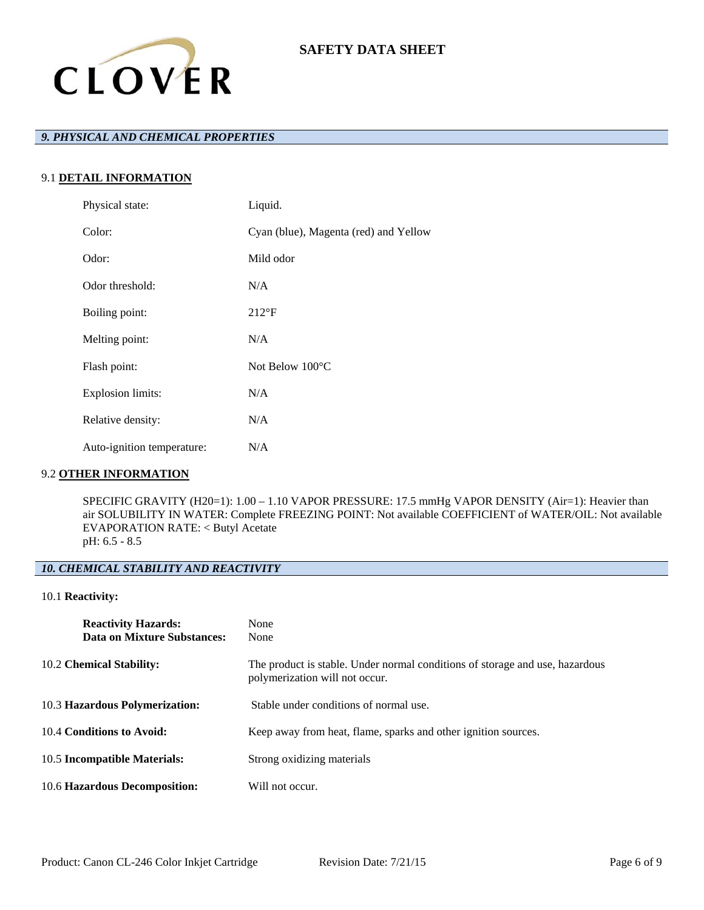# SAFETY DATA SHEET

## *9. PHYSICAL AND CHEMICAL PROPERTIES*

### 9.1 DETAIL INFORMATION

| | |
|---|---|
| Physical state: | Liquid. |
| Color: | Cyan (blue), Magenta (red) and Yellow |
| Odor: | Mild odor |
| Odor threshold: | N/A |
| Boiling point: | 212°F |
| Melting point: | N/A |
| Flash point: | Not Below 100°C |
| Explosion limits: | N/A |
| Relative density: | N/A |
| Auto-ignition temperature: | N/A |

### 9.2 OTHER INFORMATION

SPECIFIC GRAVITY (H20=1): 1.00 – 1.10 VAPOR PRESSURE: 17.5 mmHg VAPOR DENSITY (Air=1): Heavier than air SOLUBILITY IN WATER: Complete FREEZING POINT: Not available COEFFICIENT of WATER/OIL: Not available EVAPORATION RATE: < Butyl Acetate
pH: 6.5 - 8.5

## *10. CHEMICAL STABILITY AND REACTIVITY*

### 10.1 Reactivity:

| | |
|---|---|
| **Reactivity Hazards:** | None |
| **Data on Mixture Substances:** | None |

| | |
|---|---|
| 10.2 **Chemical Stability:** | The product is stable. Under normal conditions of storage and use, hazardous polymerization will not occur. |
| 10.3 **Hazardous Polymerization:** | Stable under conditions of normal use. |
| 10.4 **Conditions to Avoid:** | Keep away from heat, flame, sparks and other ignition sources. |
| 10.5 **Incompatible Materials:** | Strong oxidizing materials |
| 10.6 **Hazardous Decomposition:** | Will not occur. |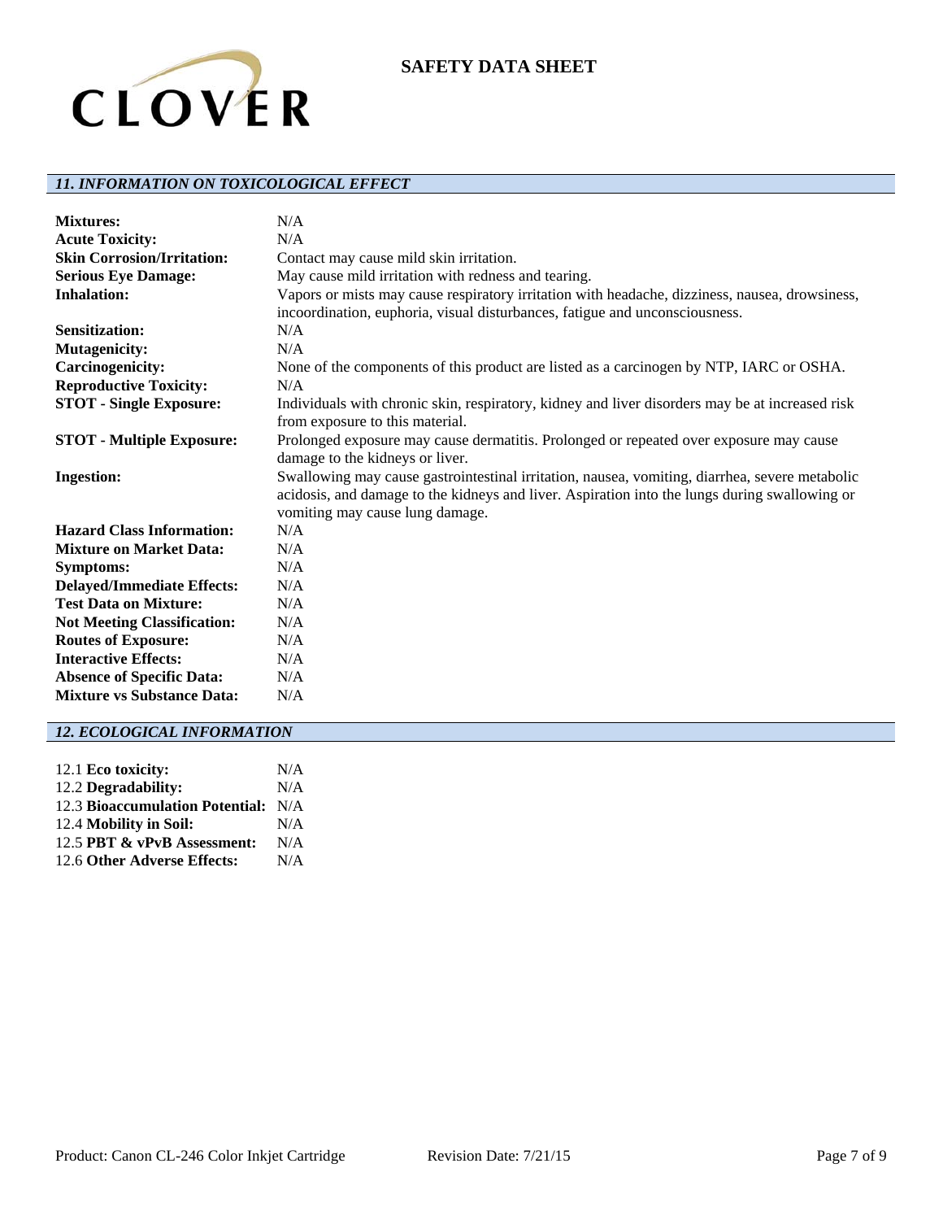## 11. INFORMATION ON TOXICOLOGICAL EFFECT

| | |
|---|---|
| **Mixtures:** | N/A |
| **Acute Toxicity:** | N/A |
| **Skin Corrosion/Irritation:** | Contact may cause mild skin irritation. |
| **Serious Eye Damage:** | May cause mild irritation with redness and tearing. |
| **Inhalation:** | Vapors or mists may cause respiratory irritation with headache, dizziness, nausea, drowsiness, incoordination, euphoria, visual disturbances, fatigue and unconsciousness. |
| **Sensitization:** | N/A |
| **Mutagenicity:** | N/A |
| **Carcinogenicity:** | None of the components of this product are listed as a carcinogen by NTP, IARC or OSHA. |
| **Reproductive Toxicity:** | N/A |
| **STOT - Single Exposure:** | Individuals with chronic skin, respiratory, kidney and liver disorders may be at increased risk from exposure to this material. |
| **STOT - Multiple Exposure:** | Prolonged exposure may cause dermatitis. Prolonged or repeated over exposure may cause damage to the kidneys or liver. |
| **Ingestion:** | Swallowing may cause gastrointestinal irritation, nausea, vomiting, diarrhea, severe metabolic acidosis, and damage to the kidneys and liver. Aspiration into the lungs during swallowing or vomiting may cause lung damage. |
| **Hazard Class Information:** | N/A |
| **Mixture on Market Data:** | N/A |
| **Symptoms:** | N/A |
| **Delayed/Immediate Effects:** | N/A |
| **Test Data on Mixture:** | N/A |
| **Not Meeting Classification:** | N/A |
| **Routes of Exposure:** | N/A |
| **Interactive Effects:** | N/A |
| **Absence of Specific Data:** | N/A |
| **Mixture vs Substance Data:** | N/A |

## 12. ECOLOGICAL INFORMATION

| | |
|---|---|
| 12.1 **Eco toxicity:** | N/A |
| 12.2 **Degradability:** | N/A |
| 12.3 **Bioaccumulation Potential:** | N/A |
| 12.4 **Mobility in Soil:** | N/A |
| 12.5 **PBT & vPvB Assessment:** | N/A |
| 12.6 **Other Adverse Effects:** | N/A |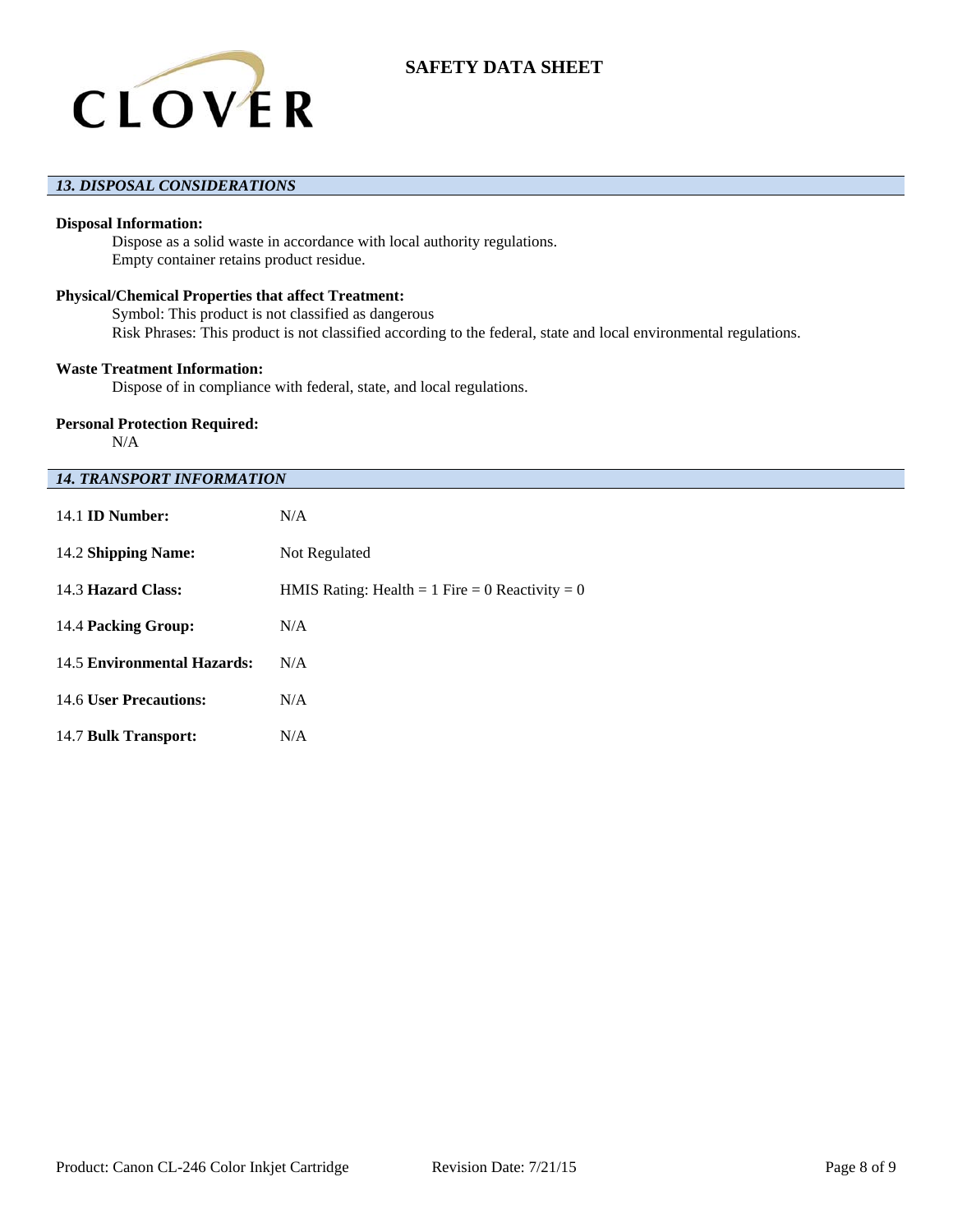## 13. DISPOSAL CONSIDERATIONS

**Disposal Information:**

Dispose as a solid waste in accordance with local authority regulations.
Empty container retains product residue.

**Physical/Chemical Properties that affect Treatment:**

Symbol: This product is not classified as dangerous
Risk Phrases: This product is not classified according to the federal, state and local environmental regulations.

**Waste Treatment Information:**

Dispose of in compliance with federal, state, and local regulations.

**Personal Protection Required:**

N/A

## 14. TRANSPORT INFORMATION

| | |
|---|---|
| 14.1 **ID Number:** | N/A |
| 14.2 **Shipping Name:** | Not Regulated |
| 14.3 **Hazard Class:** | HMIS Rating: Health = 1 Fire = 0 Reactivity = 0 |
| 14.4 **Packing Group:** | N/A |
| 14.5 **Environmental Hazards:** | N/A |
| 14.6 **User Precautions:** | N/A |
| 14.7 **Bulk Transport:** | N/A |

Product: Canon CL-246 Color Inkjet Cartridge    Revision Date: 7/21/15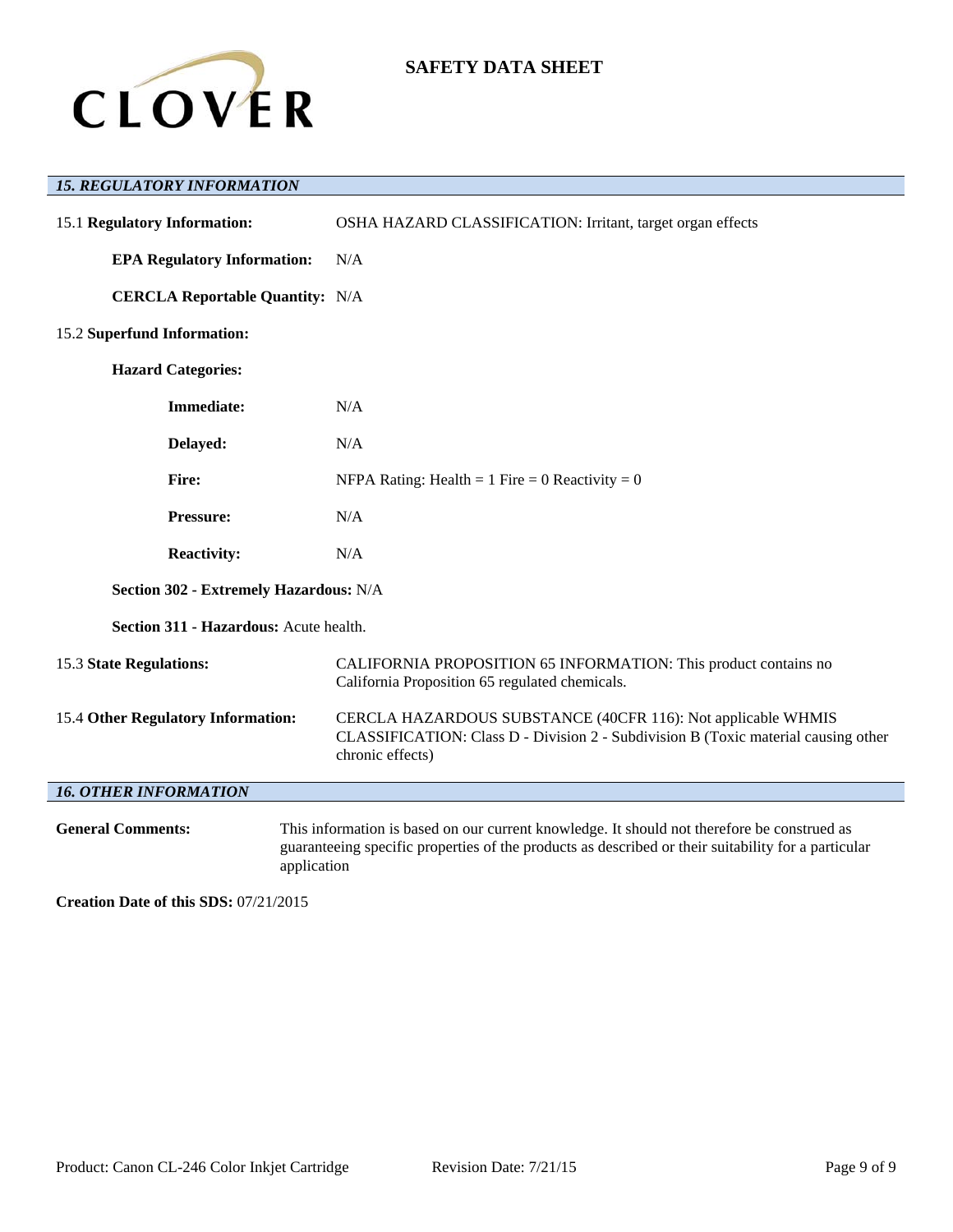## 15. REGULATORY INFORMATION

15.1 **Regulatory Information:** OSHA HAZARD CLASSIFICATION: Irritant, target organ effects

**EPA Regulatory Information:** N/A

**CERCLA Reportable Quantity:** N/A

15.2 **Superfund Information:**

**Hazard Categories:**

**Immediate:** N/A

**Delayed:** N/A

**Fire:** NFPA Rating: Health = 1 Fire = 0 Reactivity = 0

**Pressure:** N/A

**Reactivity:** N/A

**Section 302 - Extremely Hazardous:** N/A

**Section 311 - Hazardous:** Acute health.

15.3 **State Regulations:** CALIFORNIA PROPOSITION 65 INFORMATION: This product contains no California Proposition 65 regulated chemicals.

15.4 **Other Regulatory Information:** CERCLA HAZARDOUS SUBSTANCE (40CFR 116): Not applicable WHMIS CLASSIFICATION: Class D - Division 2 - Subdivision B (Toxic material causing other chronic effects)

## 16. OTHER INFORMATION

**General Comments:** This information is based on our current knowledge. It should not therefore be construed as guaranteeing specific properties of the products as described or their suitability for a particular application

**Creation Date of this SDS:** 07/21/2015